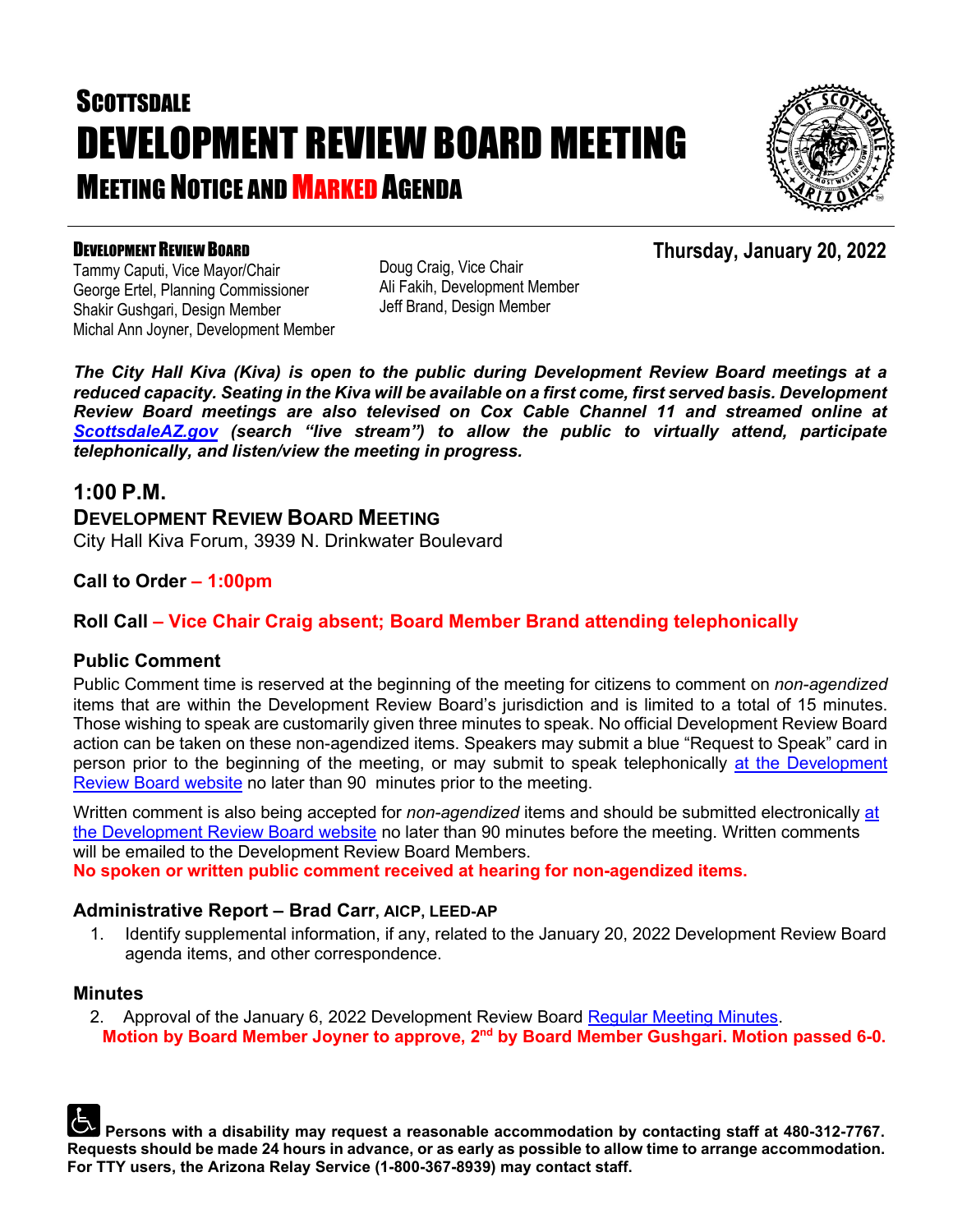# Scottsdale
# DEVELOPMENT REVIEW BOARD MEETING
## MEETING NOTICE AND MARKED AGENDA

**DEVELOPMENT REVIEW BOARD**

**Thursday, January 20, 2022**

Tammy Caputi, Vice Mayor/Chair
George Ertel, Planning Commissioner
Shakir Gushgari, Design Member
Michal Ann Joyner, Development Member
Doug Craig, Vice Chair
Ali Fakih, Development Member
Jeff Brand, Design Member

***The City Hall Kiva (Kiva) is open to the public during Development Review Board meetings at a reduced capacity. Seating in the Kiva will be available on a first come, first served basis. Development Review Board meetings are also televised on Cox Cable Channel 11 and streamed online at [ScottsdaleAZ.gov](ScottsdaleAZ.gov) (search "live stream") to allow the public to virtually attend, participate telephonically, and listen/view the meeting in progress.***

## 1:00 P.M.

### DEVELOPMENT REVIEW BOARD MEETING

City Hall Kiva Forum, 3939 N. Drinkwater Boulevard

### Call to Order – 1:00pm

### Roll Call – Vice Chair Craig absent; Board Member Brand attending telephonically

### Public Comment

Public Comment time is reserved at the beginning of the meeting for citizens to comment on *non-agendized* items that are within the Development Review Board's jurisdiction and is limited to a total of 15 minutes. Those wishing to speak are customarily given three minutes to speak. No official Development Review Board action can be taken on these non-agendized items. Speakers may submit a blue "Request to Speak" card in person prior to the beginning of the meeting, or may submit to speak telephonically at the Development Review Board website no later than 90 minutes prior to the meeting.

Written comment is also being accepted for *non-agendized* items and should be submitted electronically at the Development Review Board website no later than 90 minutes before the meeting. Written comments will be emailed to the Development Review Board Members.

**No spoken or written public comment received at hearing for non-agendized items.**

### Administrative Report – Brad Carr, AICP, LEED-AP

1. Identify supplemental information, if any, related to the January 20, 2022 Development Review Board agenda items, and other correspondence.

### Minutes

2. Approval of the January 6, 2022 Development Review Board Regular Meeting Minutes.
   **Motion by Board Member Joyner to approve, 2nd by Board Member Gushgari. Motion passed 6-0.**

**Persons with a disability may request a reasonable accommodation by contacting staff at 480-312-7767. Requests should be made 24 hours in advance, or as early as possible to allow time to arrange accommodation. For TTY users, the Arizona Relay Service (1-800-367-8939) may contact staff.**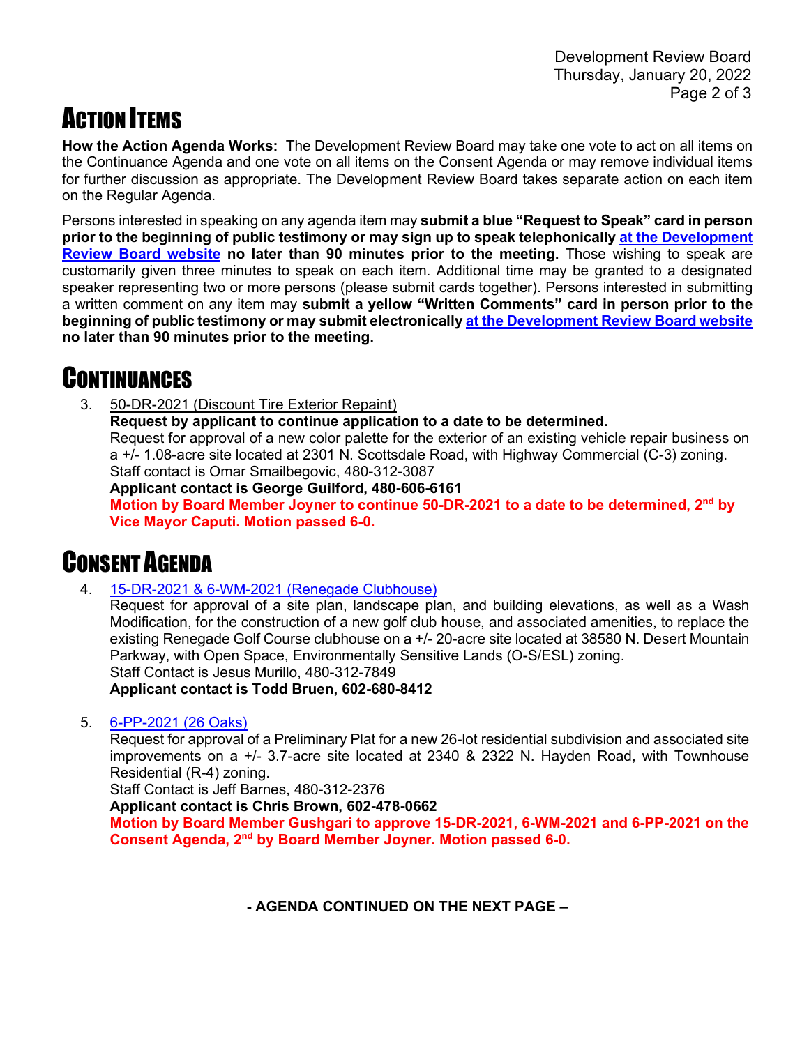# ACTION ITEMS

**How the Action Agenda Works:** The Development Review Board may take one vote to act on all items on the Continuance Agenda and one vote on all items on the Consent Agenda or may remove individual items for further discussion as appropriate. The Development Review Board takes separate action on each item on the Regular Agenda.

Persons interested in speaking on any agenda item may **submit a blue "Request to Speak" card in person prior to the beginning of public testimony or may sign up to speak telephonically at the Development Review Board website no later than 90 minutes prior to the meeting.** Those wishing to speak are customarily given three minutes to speak on each item. Additional time may be granted to a designated speaker representing two or more persons (please submit cards together). Persons interested in submitting a written comment on any item may **submit a yellow "Written Comments" card in person prior to the beginning of public testimony or may submit electronically at the Development Review Board website no later than 90 minutes prior to the meeting.**

# CONTINUANCES

3. 50-DR-2021 (Discount Tire Exterior Repaint)
   **Request by applicant to continue application to a date to be determined.**
   Request for approval of a new color palette for the exterior of an existing vehicle repair business on a +/- 1.08-acre site located at 2301 N. Scottsdale Road, with Highway Commercial (C-3) zoning.
   Staff contact is Omar Smailbegovic, 480-312-3087
   **Applicant contact is George Guilford, 480-606-6161**
   **Motion by Board Member Joyner to continue 50-DR-2021 to a date to be determined, 2nd by Vice Mayor Caputi. Motion passed 6-0.**

# CONSENT AGENDA

4. 15-DR-2021 & 6-WM-2021 (Renegade Clubhouse)
   Request for approval of a site plan, landscape plan, and building elevations, as well as a Wash Modification, for the construction of a new golf club house, and associated amenities, to replace the existing Renegade Golf Course clubhouse on a +/- 20-acre site located at 38580 N. Desert Mountain Parkway, with Open Space, Environmentally Sensitive Lands (O-S/ESL) zoning.
   Staff Contact is Jesus Murillo, 480-312-7849
   **Applicant contact is Todd Bruen, 602-680-8412**

5. 6-PP-2021 (26 Oaks)
   Request for approval of a Preliminary Plat for a new 26-lot residential subdivision and associated site improvements on a +/- 3.7-acre site located at 2340 & 2322 N. Hayden Road, with Townhouse Residential (R-4) zoning.
   Staff Contact is Jeff Barnes, 480-312-2376
   **Applicant contact is Chris Brown, 602-478-0662**
   **Motion by Board Member Gushgari to approve 15-DR-2021, 6-WM-2021 and 6-PP-2021 on the Consent Agenda, 2nd by Board Member Joyner. Motion passed 6-0.**

**- AGENDA CONTINUED ON THE NEXT PAGE –**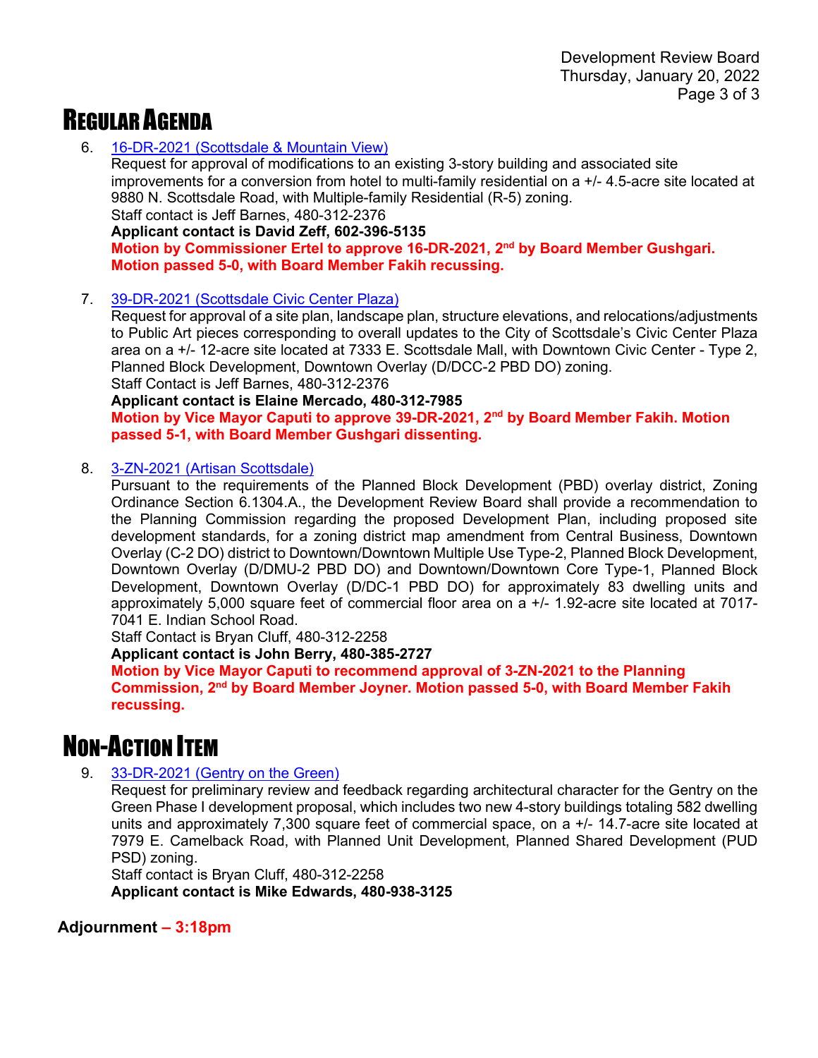# REGULAR AGENDA

6. [16-DR-2021 (Scottsdale & Mountain View)]
   Request for approval of modifications to an existing 3-story building and associated site improvements for a conversion from hotel to multi-family residential on a +/- 4.5-acre site located at 9880 N. Scottsdale Road, with Multiple-family Residential (R-5) zoning.
   Staff contact is Jeff Barnes, 480-312-2376
   **Applicant contact is David Zeff, 602-396-5135**
   **Motion by Commissioner Ertel to approve 16-DR-2021, 2nd by Board Member Gushgari. Motion passed 5-0, with Board Member Fakih recussing.**

7. [39-DR-2021 (Scottsdale Civic Center Plaza)]
   Request for approval of a site plan, landscape plan, structure elevations, and relocations/adjustments to Public Art pieces corresponding to overall updates to the City of Scottsdale's Civic Center Plaza area on a +/- 12-acre site located at 7333 E. Scottsdale Mall, with Downtown Civic Center - Type 2, Planned Block Development, Downtown Overlay (D/DCC-2 PBD DO) zoning.
   Staff Contact is Jeff Barnes, 480-312-2376
   **Applicant contact is Elaine Mercado, 480-312-7985**
   **Motion by Vice Mayor Caputi to approve 39-DR-2021, 2nd by Board Member Fakih. Motion passed 5-1, with Board Member Gushgari dissenting.**

8. [3-ZN-2021 (Artisan Scottsdale)]
   Pursuant to the requirements of the Planned Block Development (PBD) overlay district, Zoning Ordinance Section 6.1304.A., the Development Review Board shall provide a recommendation to the Planning Commission regarding the proposed Development Plan, including proposed site development standards, for a zoning district map amendment from Central Business, Downtown Overlay (C-2 DO) district to Downtown/Downtown Multiple Use Type-2, Planned Block Development, Downtown Overlay (D/DMU-2 PBD DO) and Downtown/Downtown Core Type-1, Planned Block Development, Downtown Overlay (D/DC-1 PBD DO) for approximately 83 dwelling units and approximately 5,000 square feet of commercial floor area on a +/- 1.92-acre site located at 7017-7041 E. Indian School Road.
   Staff Contact is Bryan Cluff, 480-312-2258
   **Applicant contact is John Berry, 480-385-2727**
   **Motion by Vice Mayor Caputi to recommend approval of 3-ZN-2021 to the Planning Commission, 2nd by Board Member Joyner. Motion passed 5-0, with Board Member Fakih recussing.**

# NON-ACTION ITEM

9. [33-DR-2021 (Gentry on the Green)]
   Request for preliminary review and feedback regarding architectural character for the Gentry on the Green Phase I development proposal, which includes two new 4-story buildings totaling 582 dwelling units and approximately 7,300 square feet of commercial space, on a +/- 14.7-acre site located at 7979 E. Camelback Road, with Planned Unit Development, Planned Shared Development (PUD PSD) zoning.
   Staff contact is Bryan Cluff, 480-312-2258
   **Applicant contact is Mike Edwards, 480-938-3125**

**Adjournment – 3:18pm**